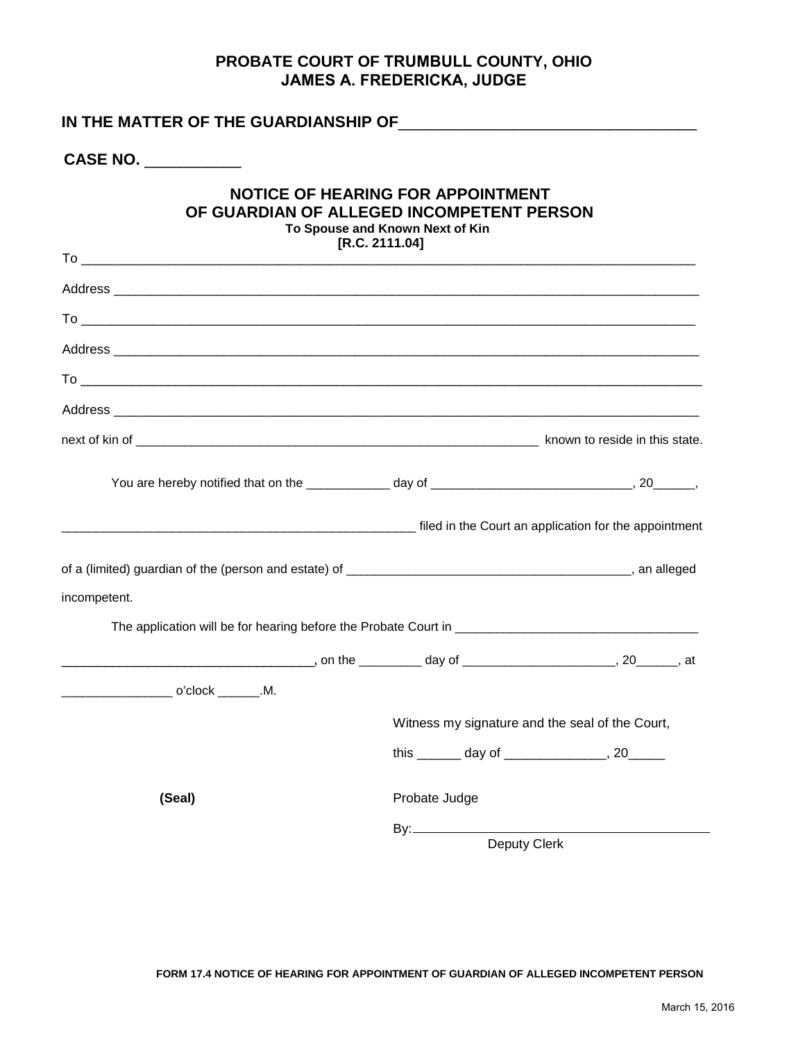**PROBATE COURT OF TRUMBULL COUNTY, OHIO**
**JAMES A. FREDERICKA, JUDGE**

**IN THE MATTER OF THE GUARDIANSHIP OF**\_\_\_\_\_\_\_\_\_\_\_\_\_\_\_\_\_\_\_\_\_\_\_\_\_\_\_\_\_\_\_\_\_\_

**CASE NO.** \_\_\_\_\_\_\_\_\_\_\_

## NOTICE OF HEARING FOR APPOINTMENT OF GUARDIAN OF ALLEGED INCOMPETENT PERSON

**To Spouse and Known Next of Kin**
**[R.C. 2111.04]**

To \_\_\_\_\_\_\_\_\_\_\_\_\_\_\_\_\_\_\_\_\_\_\_\_\_\_\_\_\_\_\_\_\_\_\_\_\_\_\_\_\_\_\_\_\_\_\_\_\_\_\_\_\_\_\_\_\_\_\_\_\_\_\_\_\_\_\_\_\_\_\_\_\_\_\_\_

Address \_\_\_\_\_\_\_\_\_\_\_\_\_\_\_\_\_\_\_\_\_\_\_\_\_\_\_\_\_\_\_\_\_\_\_\_\_\_\_\_\_\_\_\_\_\_\_\_\_\_\_\_\_\_\_\_\_\_\_\_\_\_\_\_\_\_\_\_\_\_\_\_

To \_\_\_\_\_\_\_\_\_\_\_\_\_\_\_\_\_\_\_\_\_\_\_\_\_\_\_\_\_\_\_\_\_\_\_\_\_\_\_\_\_\_\_\_\_\_\_\_\_\_\_\_\_\_\_\_\_\_\_\_\_\_\_\_\_\_\_\_\_\_\_\_\_\_\_\_

Address \_\_\_\_\_\_\_\_\_\_\_\_\_\_\_\_\_\_\_\_\_\_\_\_\_\_\_\_\_\_\_\_\_\_\_\_\_\_\_\_\_\_\_\_\_\_\_\_\_\_\_\_\_\_\_\_\_\_\_\_\_\_\_\_\_\_\_\_\_\_\_\_

To \_\_\_\_\_\_\_\_\_\_\_\_\_\_\_\_\_\_\_\_\_\_\_\_\_\_\_\_\_\_\_\_\_\_\_\_\_\_\_\_\_\_\_\_\_\_\_\_\_\_\_\_\_\_\_\_\_\_\_\_\_\_\_\_\_\_\_\_\_\_\_\_\_\_\_\_

Address \_\_\_\_\_\_\_\_\_\_\_\_\_\_\_\_\_\_\_\_\_\_\_\_\_\_\_\_\_\_\_\_\_\_\_\_\_\_\_\_\_\_\_\_\_\_\_\_\_\_\_\_\_\_\_\_\_\_\_\_\_\_\_\_\_\_\_\_\_\_\_\_

next of kin of \_\_\_\_\_\_\_\_\_\_\_\_\_\_\_\_\_\_\_\_\_\_\_\_\_\_\_\_\_\_\_\_\_\_\_\_\_\_\_\_\_\_\_\_\_\_\_\_\_\_\_\_\_\_\_\_\_ known to reside in this state.

You are hereby notified that on the \_\_\_\_\_\_\_\_\_\_\_\_ day of \_\_\_\_\_\_\_\_\_\_\_\_\_\_\_\_\_\_\_\_\_\_\_\_\_\_\_\_\_, 20\_\_\_\_\_\_,

\_\_\_\_\_\_\_\_\_\_\_\_\_\_\_\_\_\_\_\_\_\_\_\_\_\_\_\_\_\_\_\_\_\_\_\_\_\_\_\_\_\_\_\_\_\_\_\_\_\_\_\_\_ filed in the Court an application for the appointment of a (limited) guardian of the (person and estate) of \_\_\_\_\_\_\_\_\_\_\_\_\_\_\_\_\_\_\_\_\_\_\_\_\_\_\_\_\_\_\_\_\_\_\_\_\_\_\_\_\_\_, an alleged incompetent.

The application will be for hearing before the Probate Court in \_\_\_\_\_\_\_\_\_\_\_\_\_\_\_\_\_\_\_\_\_\_\_\_\_\_\_\_\_\_\_\_\_\_\_\_

\_\_\_\_\_\_\_\_\_\_\_\_\_\_\_\_\_\_\_\_\_\_\_\_\_\_\_\_\_\_\_\_\_\_\_\_\_, on the \_\_\_\_\_\_\_\_\_ day of \_\_\_\_\_\_\_\_\_\_\_\_\_\_\_\_\_\_\_\_\_\_, 20\_\_\_\_\_\_, at \_\_\_\_\_\_\_\_\_\_\_\_\_\_\_\_ o'clock \_\_\_\_\_\_.M.

Witness my signature and the seal of the Court,

this \_\_\_\_\_\_ day of \_\_\_\_\_\_\_\_\_\_\_\_\_\_, 20\_\_\_\_\_

**(Seal)**

Probate Judge

By: \_\_\_\_\_\_\_\_\_\_\_\_\_\_\_\_\_\_\_\_\_\_\_\_\_\_\_\_\_\_\_\_\_\_\_\_\_\_\_\_\_\_\_
Deputy Clerk

**FORM 17.4 NOTICE OF HEARING FOR APPOINTMENT OF GUARDIAN OF ALLEGED INCOMPETENT PERSON**

March 15, 2016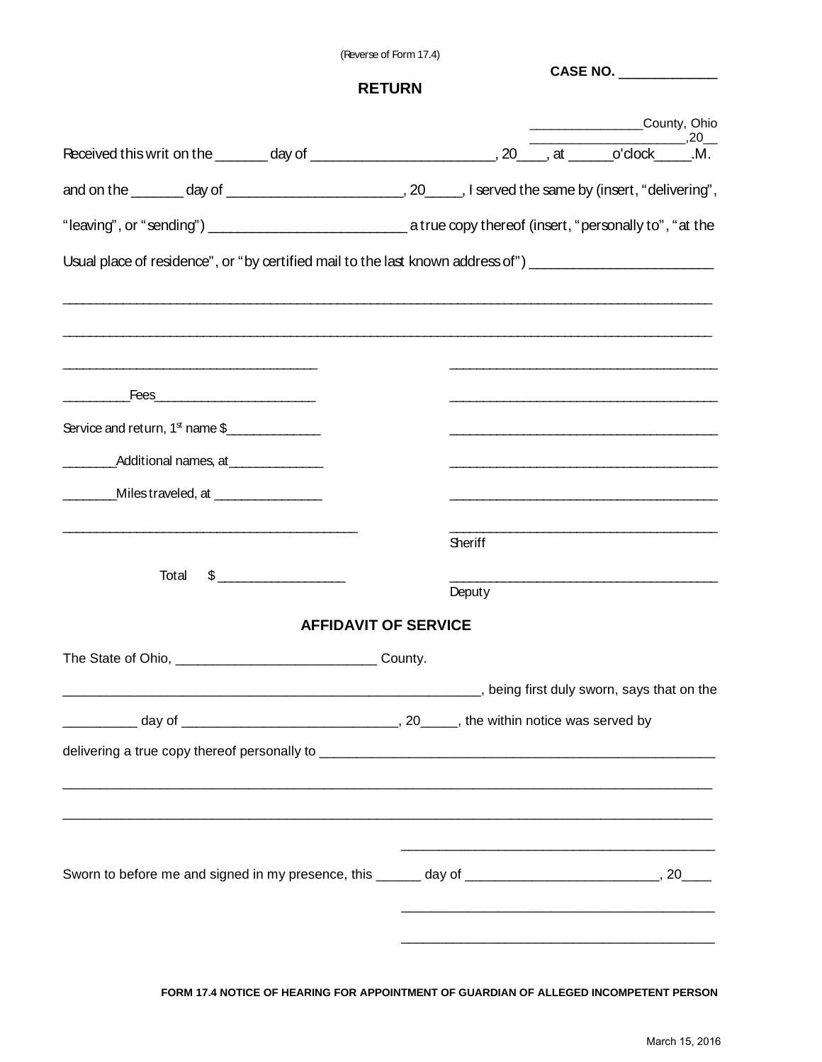(Reverse of Form 17.4)

**CASE NO.** _____________

## RETURN

________________County, Ohio
_____________________,20__

Received this writ on the _______ day of _________________________, 20____, at ______o'clock_____.M.

and on the _______ day of _______________________, 20_____, I served the same by (insert, "delivering", "leaving", or "sending") __________________________ a true copy thereof (insert, "personally to", "at the Usual place of residence", or "by certified mail to the last known address of") ________________________

_____________________________________________________________________________________________

_____________________________________________________________________________________________

____________________________________ ________________________________________

_________Fees_______________________ ________________________________________

Service and return, 1st name $_____________ ________________________________________

________Additional names, at_____________ ________________________________________

________Miles traveled, at _______________ ________________________________________

_____________________________________________ ________________________________________
Sheriff

Total $ __________________ ________________________________________
Deputy

## AFFIDAVIT OF SERVICE

The State of Ohio, ___________________________ County.

___________________________________________________________, being first duly sworn, says that on the

__________ day of _____________________________, 20_____, the within notice was served by

delivering a true copy thereof personally to ________________________________________________________

_____________________________________________________________________________________________

_____________________________________________________________________________________________

____________________________________________

Sworn to before me and signed in my presence, this ______ day of __________________________, 20____

____________________________________________

____________________________________________

**FORM 17.4 NOTICE OF HEARING FOR APPOINTMENT OF GUARDIAN OF ALLEGED INCOMPETENT PERSON**

March 15, 2016